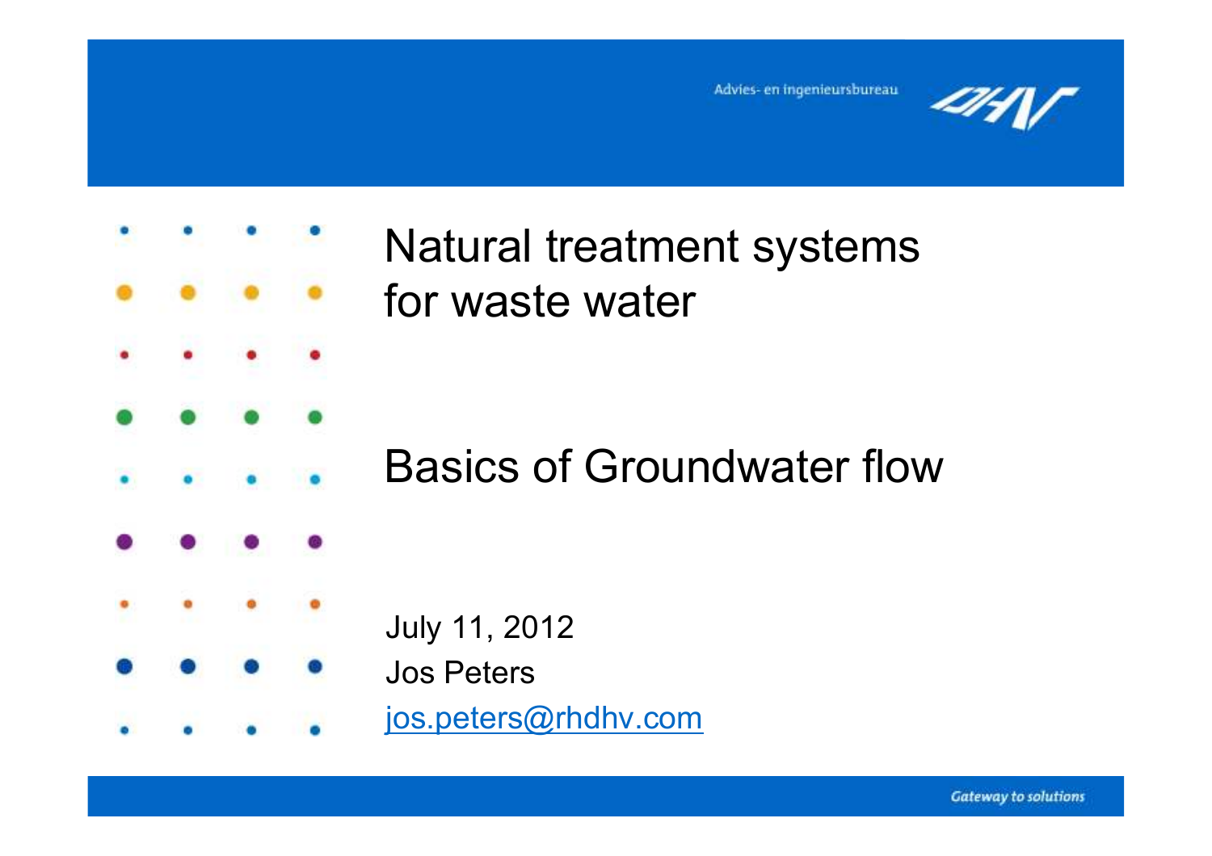# Natural treatment systems for waste water

## Basics of Groundwater flow

July 11, 2012

Jos Peters

jos.peters@rhdhv.com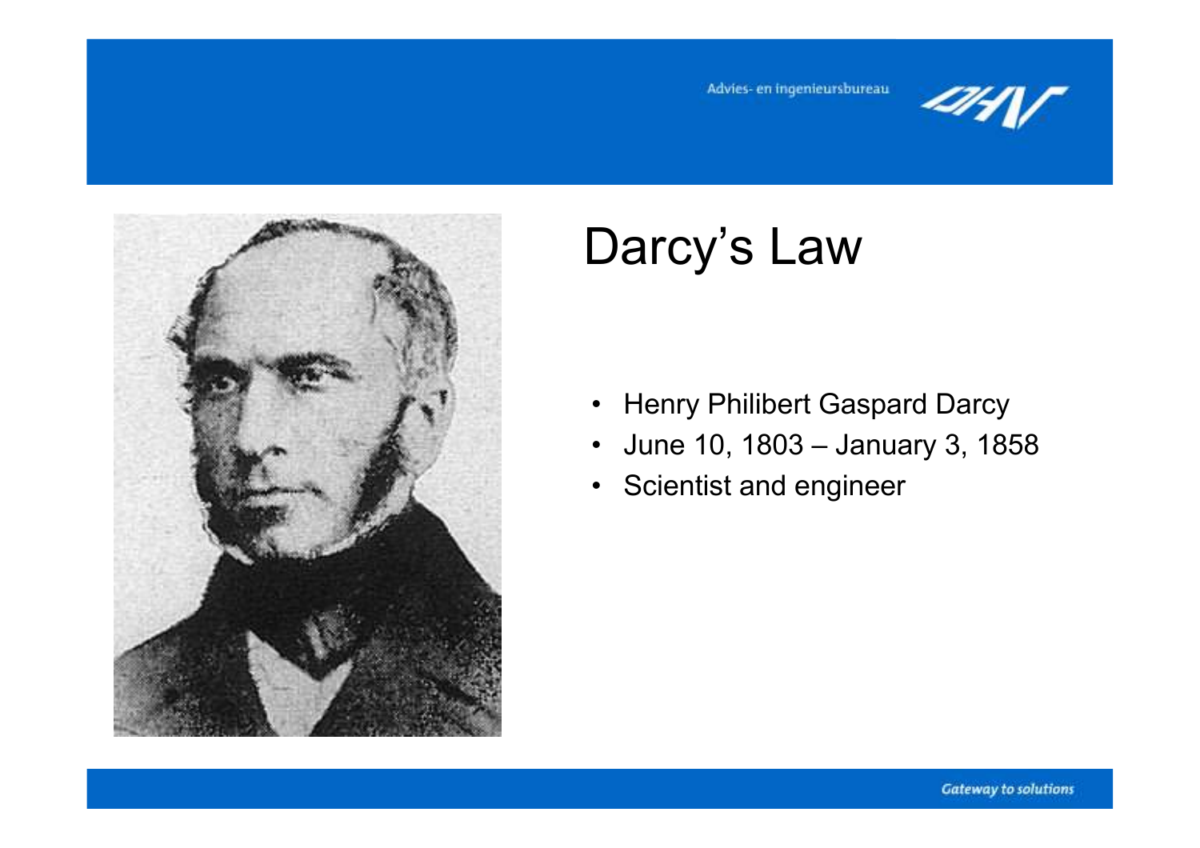# Darcy's Law

- Henry Philibert Gaspard Darcy
- June 10, 1803 – January 3, 1858
- Scientist and engineer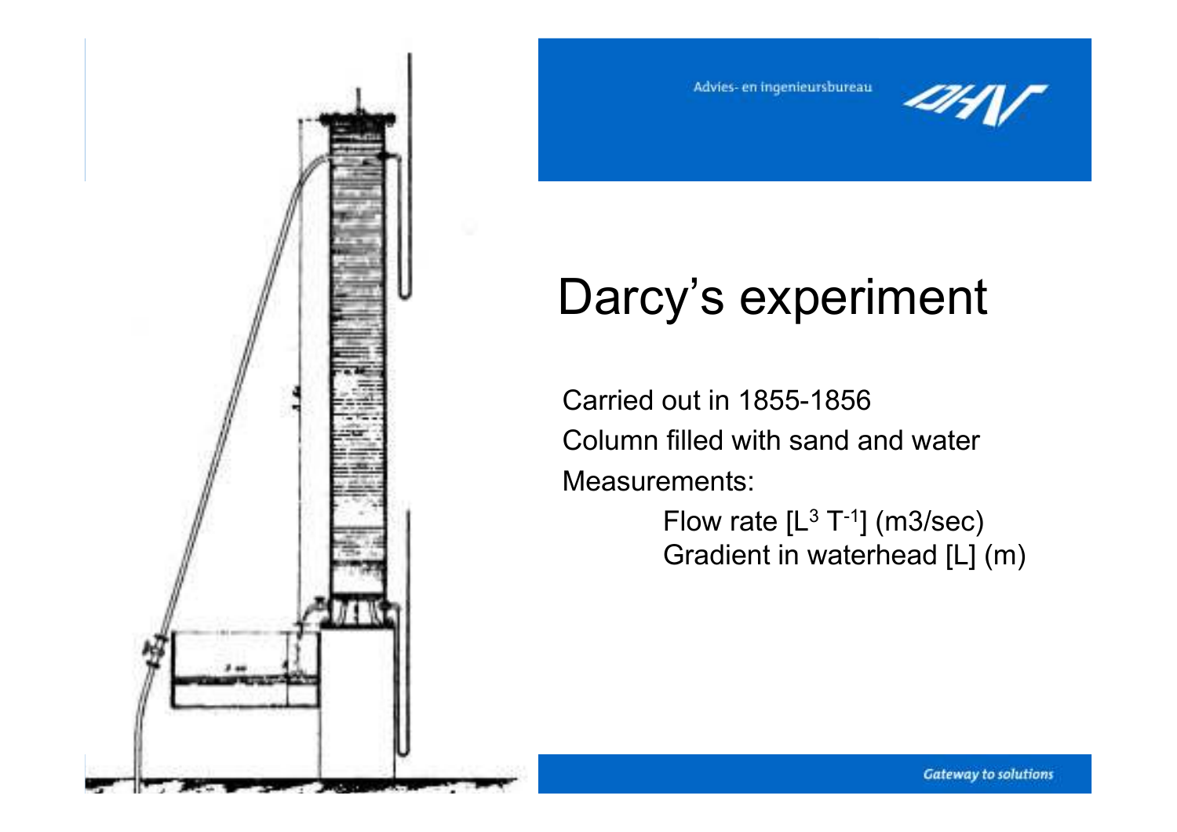# Darcy's experiment

Carried out in 1855-1856

Column filled with sand and water

Measurements:

- Flow rate $[L^3\ T^{-1}]$ (m3/sec)
- Gradient in waterhead [L] (m)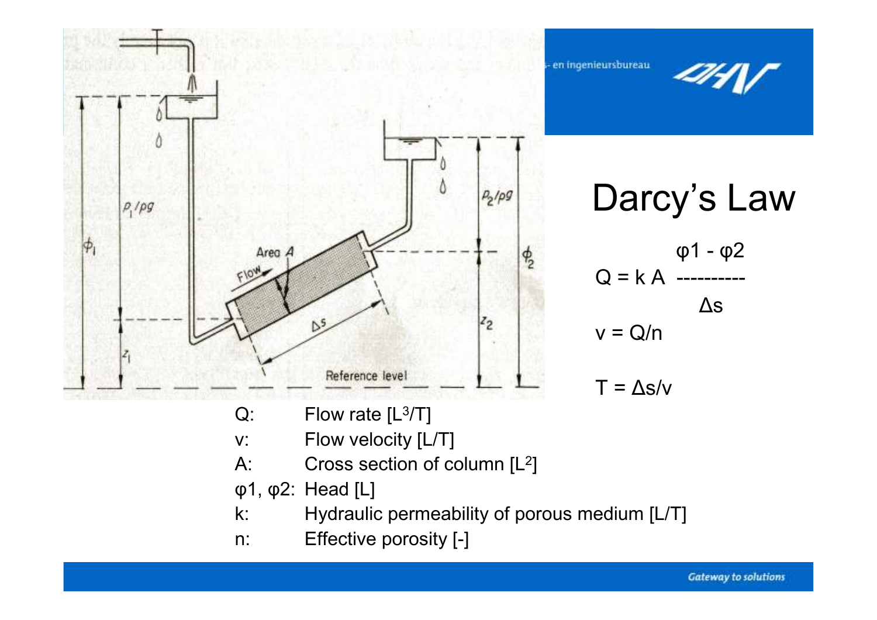# Darcy's Law

$$Q = k A \frac{\varphi 1 - \varphi 2}{\Delta s}$$

$$v = Q/n$$

$$T = \Delta s / v$$

- Q: Flow rate [$L^3/T$]
- v: Flow velocity [L/T]
- A: Cross section of column [$L^2$]
- φ1, φ2: Head [L]
- k: Hydraulic permeability of porous medium [L/T]
- n: Effective porosity [-]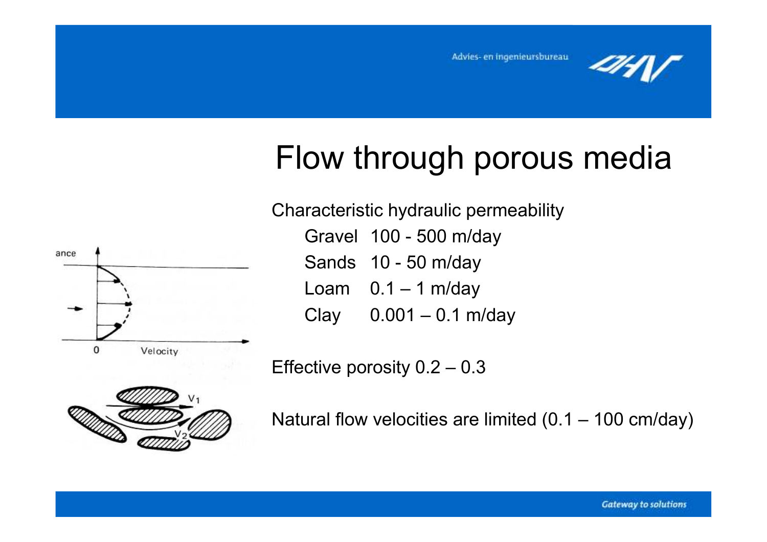# Flow through porous media

Characteristic hydraulic permeability

| | |
|---|---|
| Gravel | 100 - 500 m/day |
| Sands | 10 - 50 m/day |
| Loam | 0.1 – 1 m/day |
| Clay | 0.001 – 0.1 m/day |

Effective porosity 0.2 – 0.3

Natural flow velocities are limited (0.1 – 100 cm/day)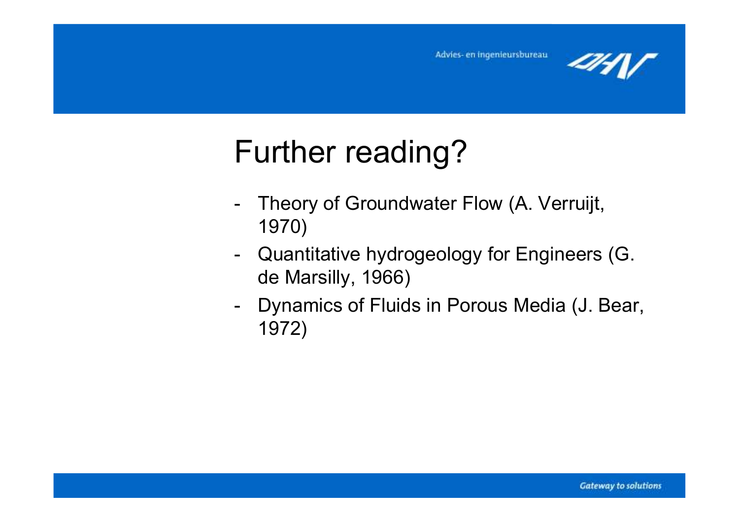# Further reading?

- Theory of Groundwater Flow (A. Verruijt, 1970)
- Quantitative hydrogeology for Engineers (G. de Marsilly, 1966)
- Dynamics of Fluids in Porous Media (J. Bear, 1972)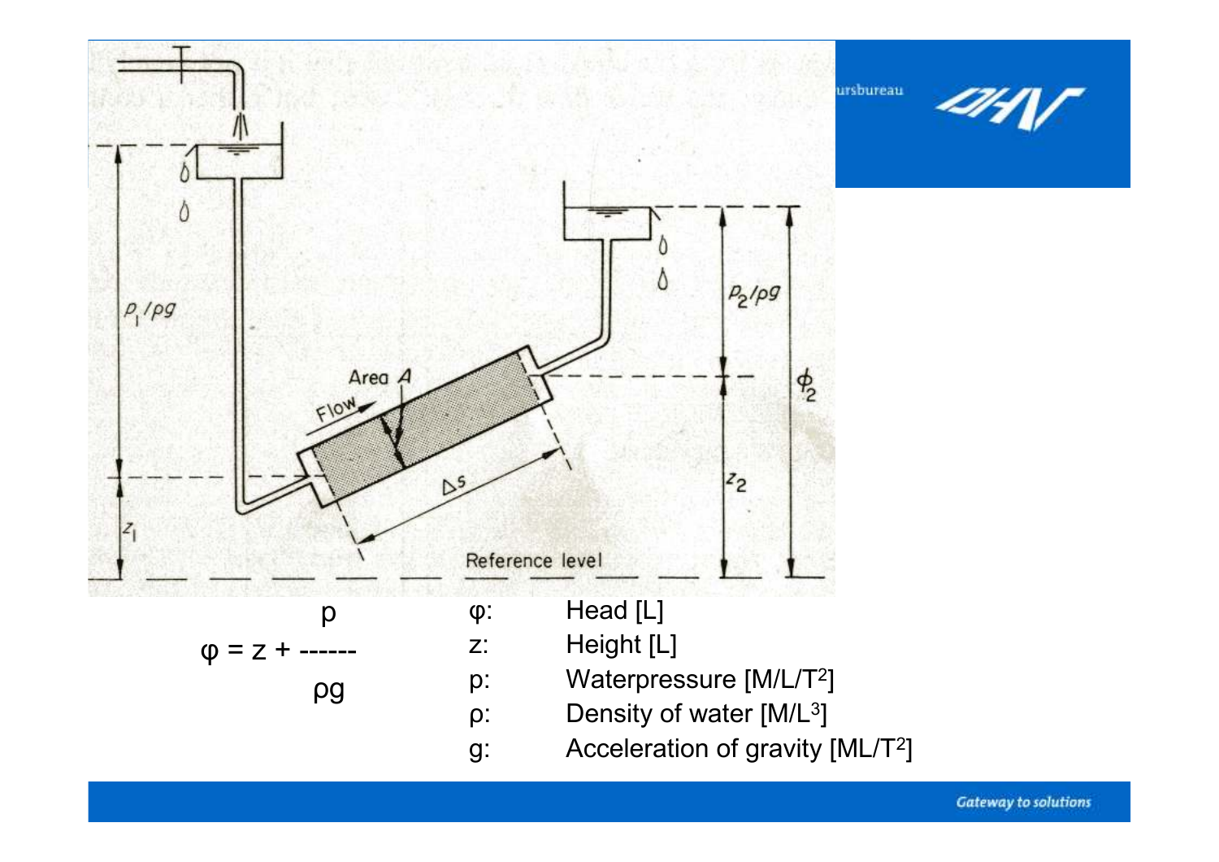$$\varphi = z + \frac{p}{\rho g}$$

| | |
|---|---|
| $\varphi$: | Head [L] |
| z: | Height [L] |
| p: | Waterpressure [M/L/T[2]] |
| $\rho$: | Density of water [M/L[3]] |
| g: | Acceleration of gravity [ML/T[2]] |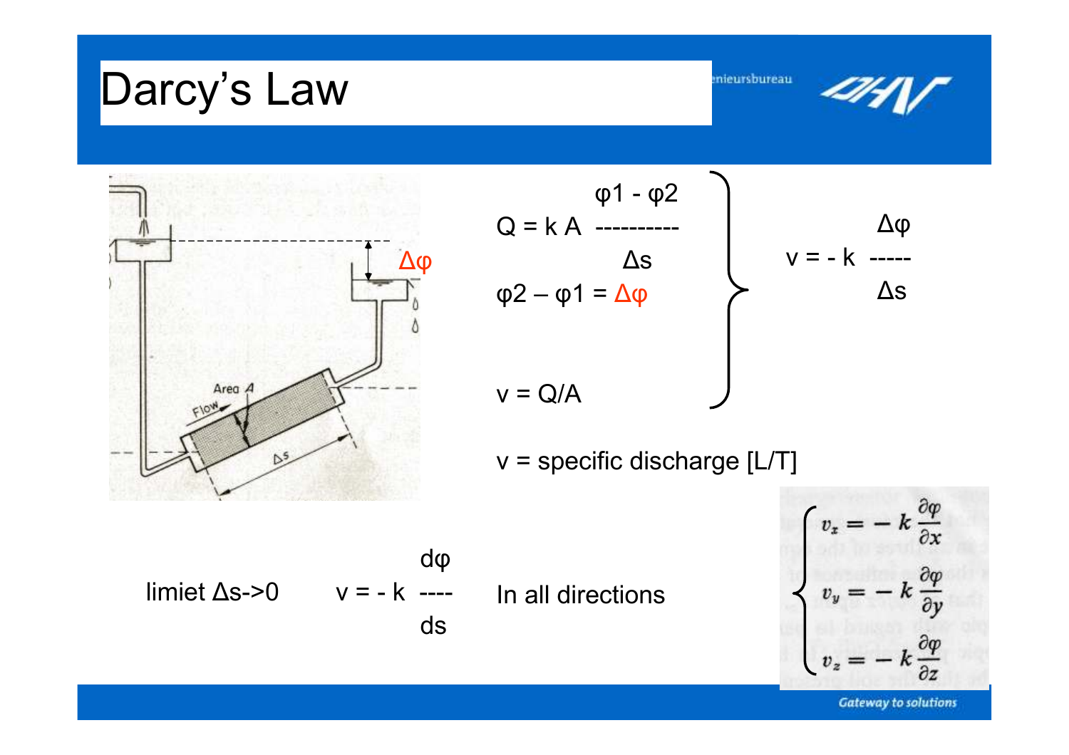# Darcy's Law

$$Q = k A \frac{\varphi_1 - \varphi_2}{\Delta s}$$

$$\varphi_2 - \varphi_1 = \Delta\varphi$$

$$v = Q/A$$

$$v = -k \frac{\Delta\varphi}{\Delta s}$$

v = specific discharge [L/T]

limiet $\Delta s \to 0$ $\quad v = -k \frac{d\varphi}{ds}$

In all directions

$$\begin{cases} v_x = -k \dfrac{\partial \varphi}{\partial x} \\ v_y = -k \dfrac{\partial \varphi}{\partial y} \\ v_z = -k \dfrac{\partial \varphi}{\partial z} \end{cases}$$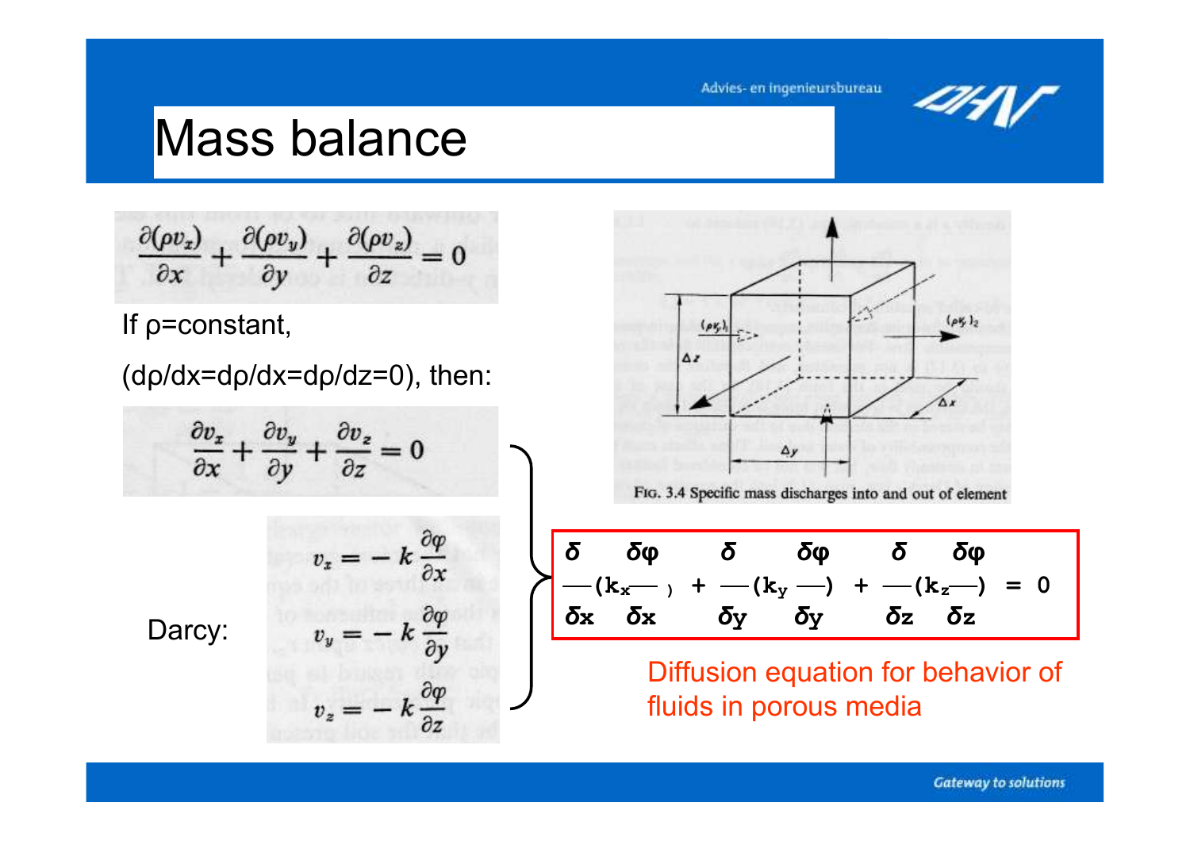# Mass balance

$$\frac{\partial(\rho v_x)}{\partial x} + \frac{\partial(\rho v_y)}{\partial y} + \frac{\partial(\rho v_z)}{\partial z} = 0$$

If ρ=constant,

(dρ/dx=dρ/dx=dρ/dz=0), then:

$$\frac{\partial v_x}{\partial x} + \frac{\partial v_y}{\partial y} + \frac{\partial v_z}{\partial z} = 0$$

Darcy:

$$v_x = -k\frac{\partial \varphi}{\partial x}$$

$$v_y = -k\frac{\partial \varphi}{\partial y}$$

$$v_z = -k\frac{\partial \varphi}{\partial z}$$

$$\frac{\delta}{\delta x}\left(k_x \frac{\delta \varphi}{\delta x}\right) + \frac{\delta}{\delta y}\left(k_y \frac{\delta \varphi}{\delta y}\right) + \frac{\delta}{\delta z}\left(k_z \frac{\delta \varphi}{\delta z}\right) = 0$$

Diffusion equation for behavior of fluids in porous media

FIG. 3.4 Specific mass discharges into and out of element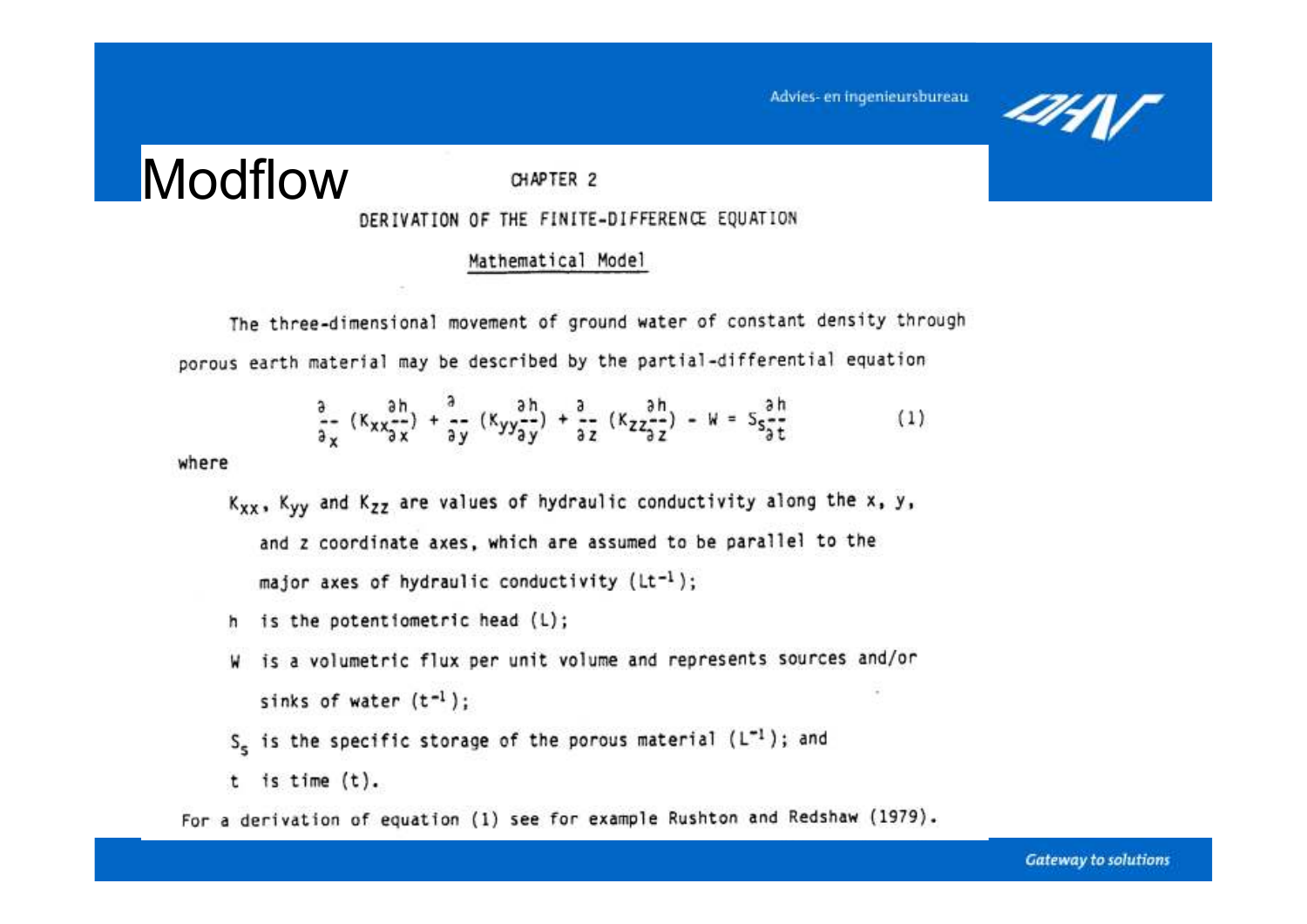# Modflow

## CHAPTER 2

## DERIVATION OF THE FINITE-DIFFERENCE EQUATION

### Mathematical Model

The three-dimensional movement of ground water of constant density through porous earth material may be described by the partial-differential equation

$$\frac{\partial}{\partial x}\left(K_{xx}\frac{\partial h}{\partial x}\right) + \frac{\partial}{\partial y}\left(K_{yy}\frac{\partial h}{\partial y}\right) + \frac{\partial}{\partial z}\left(K_{zz}\frac{\partial h}{\partial z}\right) - W = S_s\frac{\partial h}{\partial t} \qquad (1)$$

where

- $K_{xx}$, $K_{yy}$ and $K_{zz}$ are values of hydraulic conductivity along the x, y, and z coordinate axes, which are assumed to be parallel to the major axes of hydraulic conductivity ($Lt^{-1}$);
- $h$ is the potentiometric head (L);
- $W$ is a volumetric flux per unit volume and represents sources and/or sinks of water ($t^{-1}$);
- $S_s$ is the specific storage of the porous material ($L^{-1}$); and
- $t$ is time (t).

For a derivation of equation (1) see for example Rushton and Redshaw (1979).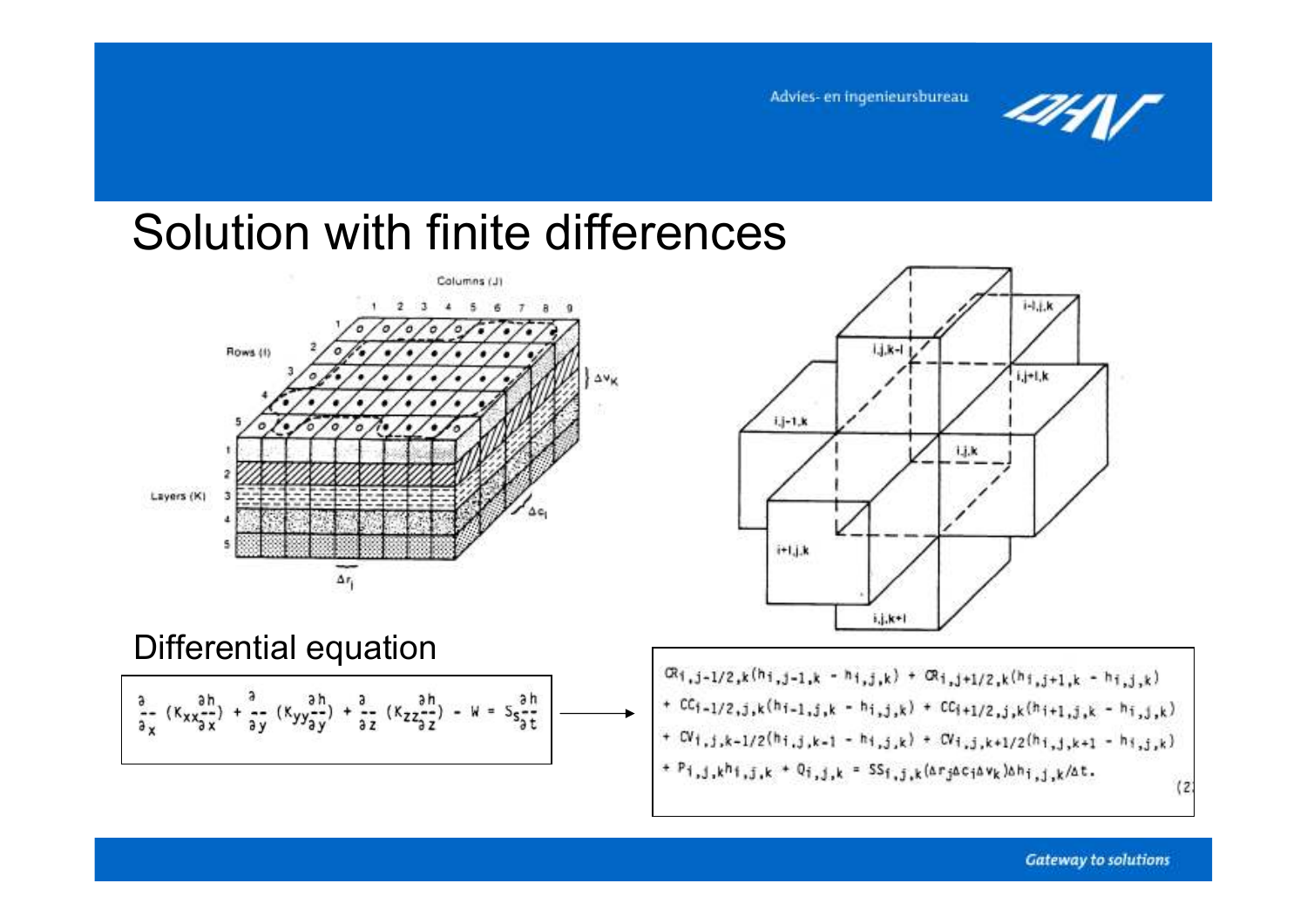# Solution with finite differences

## Differential equation

$$\frac{\partial}{\partial x}\left(K_{xx}\frac{\partial h}{\partial x}\right) + \frac{\partial}{\partial y}\left(K_{yy}\frac{\partial h}{\partial y}\right) + \frac{\partial}{\partial z}\left(K_{zz}\frac{\partial h}{\partial z}\right) - W = S_s\frac{\partial h}{\partial t}$$

→

$$\begin{aligned}
& CR_{i,j-1/2,k}(h_{i,j-1,k} - h_{i,j,k}) + CR_{i,j+1/2,k}(h_{i,j+1,k} - h_{i,j,k}) \\
& + CC_{i-1/2,j,k}(h_{i-1,j,k} - h_{i,j,k}) + CC_{i+1/2,j,k}(h_{i+1,j,k} - h_{i,j,k}) \\
& + CV_{i,j,k-1/2}(h_{i,j,k-1} - h_{i,j,k}) + CV_{i,j,k+1/2}(h_{i,j,k+1} - h_{i,j,k}) \\
& + P_{i,j,k}h_{i,j,k} + Q_{i,j,k} = SS_{i,j,k}(\Delta r_j \Delta c_i \Delta v_k)\Delta h_{i,j,k}/\Delta t.
\end{aligned} \quad (2$$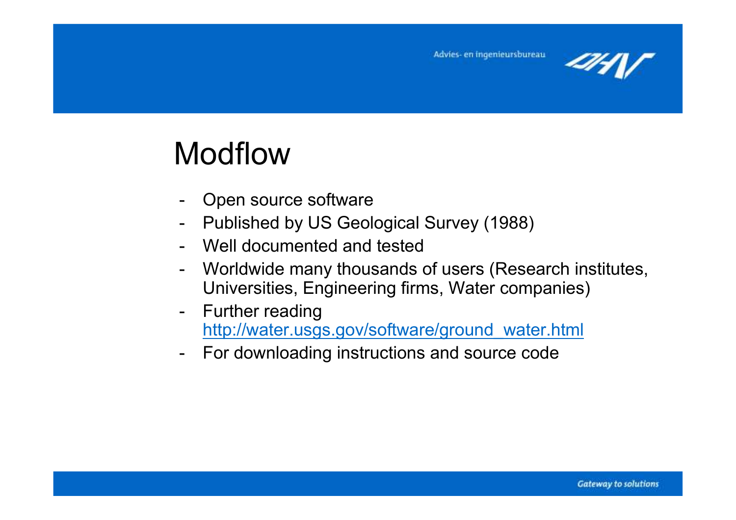# Modflow

- Open source software
- Published by US Geological Survey (1988)
- Well documented and tested
- Worldwide many thousands of users (Research institutes, Universities, Engineering firms, Water companies)
- Further reading
  http://water.usgs.gov/software/ground_water.html
- For downloading instructions and source code